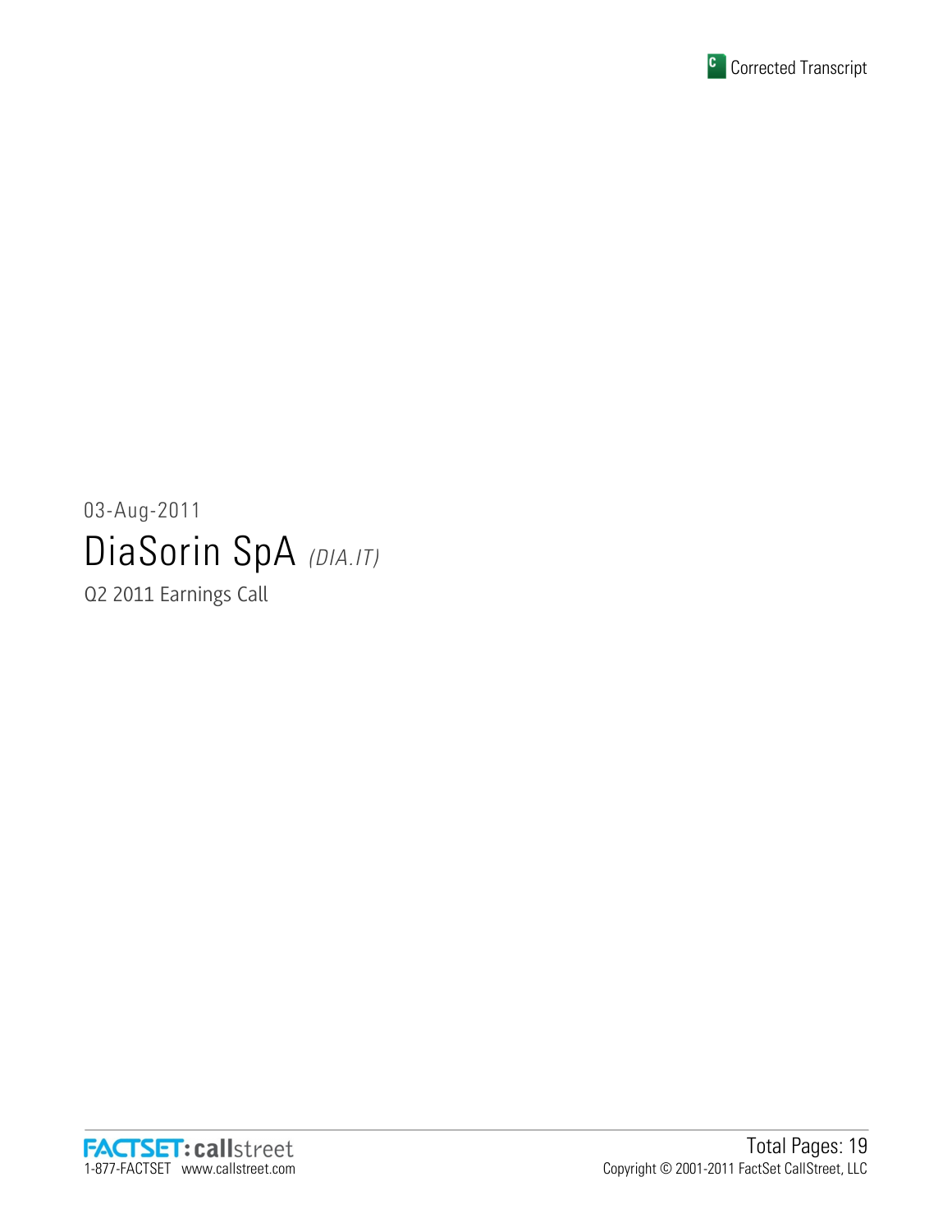Corrected Transcript

03-Aug-2011

# DiaSorin SpA *(DIA.IT)*

Q2 2011 Earnings Call

FACTSET: callstreet
1-877-FACTSET www.callstreet.com

Total Pages: 19
Copyright © 2001-2011 FactSet CallStreet, LLC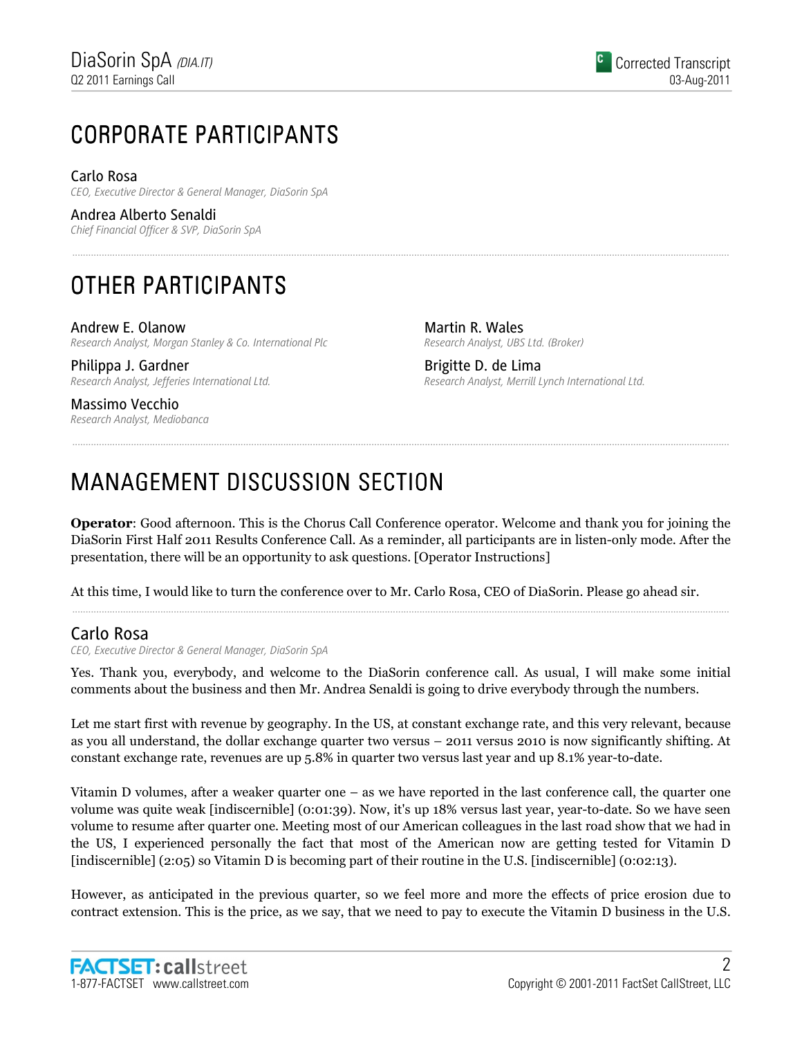# CORPORATE PARTICIPANTS

**Carlo Rosa**
*CEO, Executive Director & General Manager, DiaSorin SpA*

**Andrea Alberto Senaldi**
*Chief Financial Officer & SVP, DiaSorin SpA*

# OTHER PARTICIPANTS

**Andrew E. Olanow**
*Research Analyst, Morgan Stanley & Co. International Plc*

**Philippa J. Gardner**
*Research Analyst, Jefferies International Ltd.*

**Massimo Vecchio**
*Research Analyst, Mediobanca*

**Martin R. Wales**
*Research Analyst, UBS Ltd. (Broker)*

**Brigitte D. de Lima**
*Research Analyst, Merrill Lynch International Ltd.*

# MANAGEMENT DISCUSSION SECTION

**Operator**: Good afternoon. This is the Chorus Call Conference operator. Welcome and thank you for joining the DiaSorin First Half 2011 Results Conference Call. As a reminder, all participants are in listen-only mode. After the presentation, there will be an opportunity to ask questions. [Operator Instructions]

At this time, I would like to turn the conference over to Mr. Carlo Rosa, CEO of DiaSorin. Please go ahead sir.

## Carlo Rosa

*CEO, Executive Director & General Manager, DiaSorin SpA*

Yes. Thank you, everybody, and welcome to the DiaSorin conference call. As usual, I will make some initial comments about the business and then Mr. Andrea Senaldi is going to drive everybody through the numbers.

Let me start first with revenue by geography. In the US, at constant exchange rate, and this very relevant, because as you all understand, the dollar exchange quarter two versus – 2011 versus 2010 is now significantly shifting. At constant exchange rate, revenues are up 5.8% in quarter two versus last year and up 8.1% year-to-date.

Vitamin D volumes, after a weaker quarter one – as we have reported in the last conference call, the quarter one volume was quite weak [indiscernible] (0:01:39). Now, it's up 18% versus last year, year-to-date. So we have seen volume to resume after quarter one. Meeting most of our American colleagues in the last road show that we had in the US, I experienced personally the fact that most of the American now are getting tested for Vitamin D [indiscernible] (2:05) so Vitamin D is becoming part of their routine in the U.S. [indiscernible] (0:02:13).

However, as anticipated in the previous quarter, so we feel more and more the effects of price erosion due to contract extension. This is the price, as we say, that we need to pay to execute the Vitamin D business in the U.S.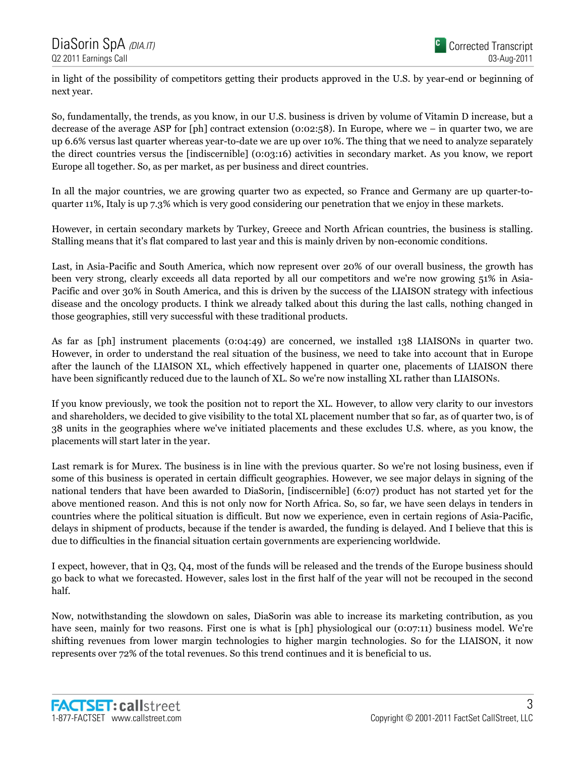in light of the possibility of competitors getting their products approved in the U.S. by year-end or beginning of next year.

So, fundamentally, the trends, as you know, in our U.S. business is driven by volume of Vitamin D increase, but a decrease of the average ASP for [ph] contract extension (0:02:58). In Europe, where we – in quarter two, we are up 6.6% versus last quarter whereas year-to-date we are up over 10%. The thing that we need to analyze separately the direct countries versus the [indiscernible] (0:03:16) activities in secondary market. As you know, we report Europe all together. So, as per market, as per business and direct countries.

In all the major countries, we are growing quarter two as expected, so France and Germany are up quarter-to-quarter 11%, Italy is up 7.3% which is very good considering our penetration that we enjoy in these markets.

However, in certain secondary markets by Turkey, Greece and North African countries, the business is stalling. Stalling means that it's flat compared to last year and this is mainly driven by non-economic conditions.

Last, in Asia-Pacific and South America, which now represent over 20% of our overall business, the growth has been very strong, clearly exceeds all data reported by all our competitors and we're now growing 51% in Asia-Pacific and over 30% in South America, and this is driven by the success of the LIAISON strategy with infectious disease and the oncology products. I think we already talked about this during the last calls, nothing changed in those geographies, still very successful with these traditional products.

As far as [ph] instrument placements (0:04:49) are concerned, we installed 138 LIAISONs in quarter two. However, in order to understand the real situation of the business, we need to take into account that in Europe after the launch of the LIAISON XL, which effectively happened in quarter one, placements of LIAISON there have been significantly reduced due to the launch of XL. So we're now installing XL rather than LIAISONs.

If you know previously, we took the position not to report the XL. However, to allow very clarity to our investors and shareholders, we decided to give visibility to the total XL placement number that so far, as of quarter two, is of 38 units in the geographies where we've initiated placements and these excludes U.S. where, as you know, the placements will start later in the year.

Last remark is for Murex. The business is in line with the previous quarter. So we're not losing business, even if some of this business is operated in certain difficult geographies. However, we see major delays in signing of the national tenders that have been awarded to DiaSorin, [indiscernible] (6:07) product has not started yet for the above mentioned reason. And this is not only now for North Africa. So, so far, we have seen delays in tenders in countries where the political situation is difficult. But now we experience, even in certain regions of Asia-Pacific, delays in shipment of products, because if the tender is awarded, the funding is delayed. And I believe that this is due to difficulties in the financial situation certain governments are experiencing worldwide.

I expect, however, that in Q3, Q4, most of the funds will be released and the trends of the Europe business should go back to what we forecasted. However, sales lost in the first half of the year will not be recouped in the second half.

Now, notwithstanding the slowdown on sales, DiaSorin was able to increase its marketing contribution, as you have seen, mainly for two reasons. First one is what is [ph] physiological our (0:07:11) business model. We're shifting revenues from lower margin technologies to higher margin technologies. So for the LIAISON, it now represents over 72% of the total revenues. So this trend continues and it is beneficial to us.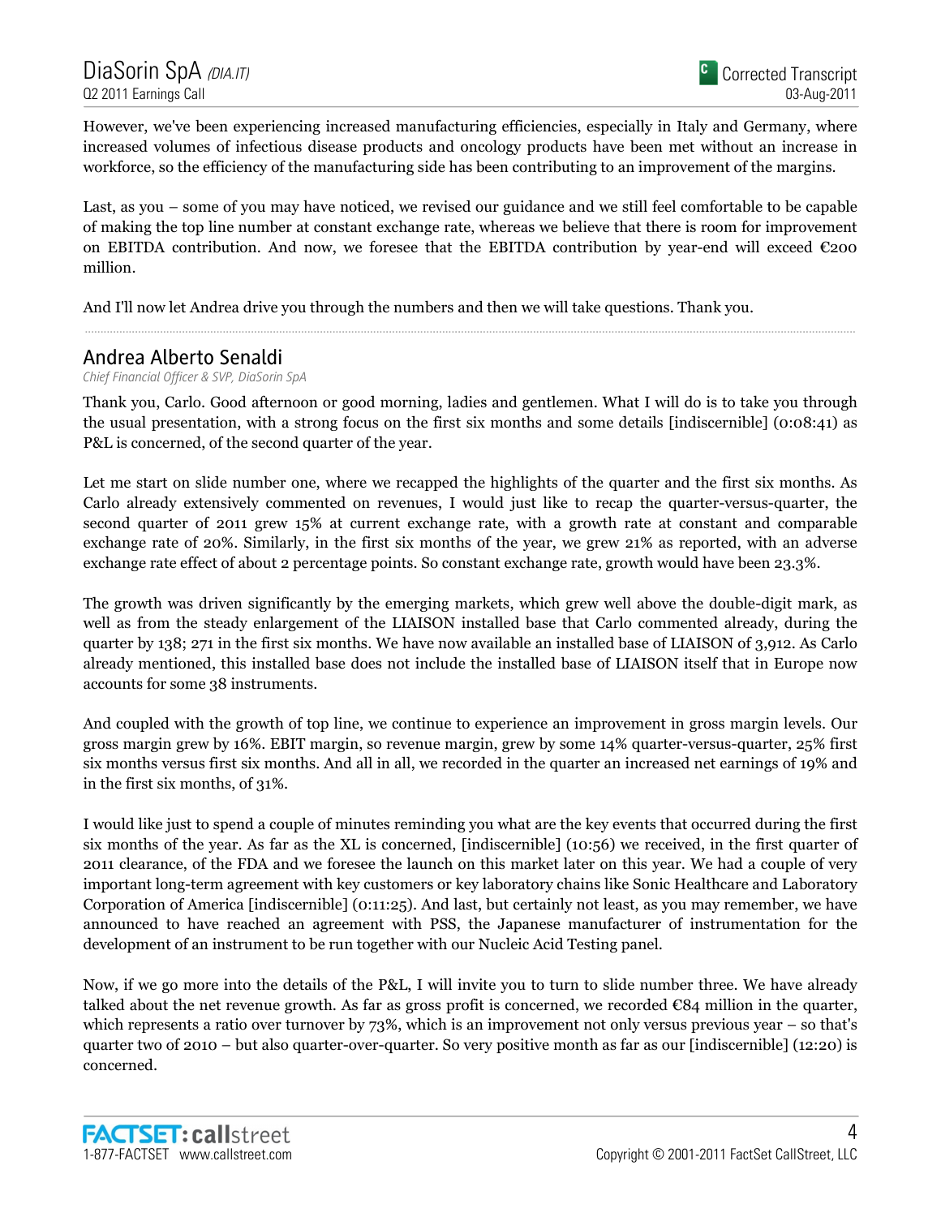However, we've been experiencing increased manufacturing efficiencies, especially in Italy and Germany, where increased volumes of infectious disease products and oncology products have been met without an increase in workforce, so the efficiency of the manufacturing side has been contributing to an improvement of the margins.

Last, as you – some of you may have noticed, we revised our guidance and we still feel comfortable to be capable of making the top line number at constant exchange rate, whereas we believe that there is room for improvement on EBITDA contribution. And now, we foresee that the EBITDA contribution by year-end will exceed €200 million.

And I'll now let Andrea drive you through the numbers and then we will take questions. Thank you.

## Andrea Alberto Senaldi

*Chief Financial Officer & SVP, DiaSorin SpA*

Thank you, Carlo. Good afternoon or good morning, ladies and gentlemen. What I will do is to take you through the usual presentation, with a strong focus on the first six months and some details [indiscernible] (0:08:41) as P&L is concerned, of the second quarter of the year.

Let me start on slide number one, where we recapped the highlights of the quarter and the first six months. As Carlo already extensively commented on revenues, I would just like to recap the quarter-versus-quarter, the second quarter of 2011 grew 15% at current exchange rate, with a growth rate at constant and comparable exchange rate of 20%. Similarly, in the first six months of the year, we grew 21% as reported, with an adverse exchange rate effect of about 2 percentage points. So constant exchange rate, growth would have been 23.3%.

The growth was driven significantly by the emerging markets, which grew well above the double-digit mark, as well as from the steady enlargement of the LIAISON installed base that Carlo commented already, during the quarter by 138; 271 in the first six months. We have now available an installed base of LIAISON of 3,912. As Carlo already mentioned, this installed base does not include the installed base of LIAISON itself that in Europe now accounts for some 38 instruments.

And coupled with the growth of top line, we continue to experience an improvement in gross margin levels. Our gross margin grew by 16%. EBIT margin, so revenue margin, grew by some 14% quarter-versus-quarter, 25% first six months versus first six months. And all in all, we recorded in the quarter an increased net earnings of 19% and in the first six months, of 31%.

I would like just to spend a couple of minutes reminding you what are the key events that occurred during the first six months of the year. As far as the XL is concerned, [indiscernible] (10:56) we received, in the first quarter of 2011 clearance, of the FDA and we foresee the launch on this market later on this year. We had a couple of very important long-term agreement with key customers or key laboratory chains like Sonic Healthcare and Laboratory Corporation of America [indiscernible] (0:11:25). And last, but certainly not least, as you may remember, we have announced to have reached an agreement with PSS, the Japanese manufacturer of instrumentation for the development of an instrument to be run together with our Nucleic Acid Testing panel.

Now, if we go more into the details of the P&L, I will invite you to turn to slide number three. We have already talked about the net revenue growth. As far as gross profit is concerned, we recorded €84 million in the quarter, which represents a ratio over turnover by 73%, which is an improvement not only versus previous year – so that's quarter two of 2010 – but also quarter-over-quarter. So very positive month as far as our [indiscernible] (12:20) is concerned.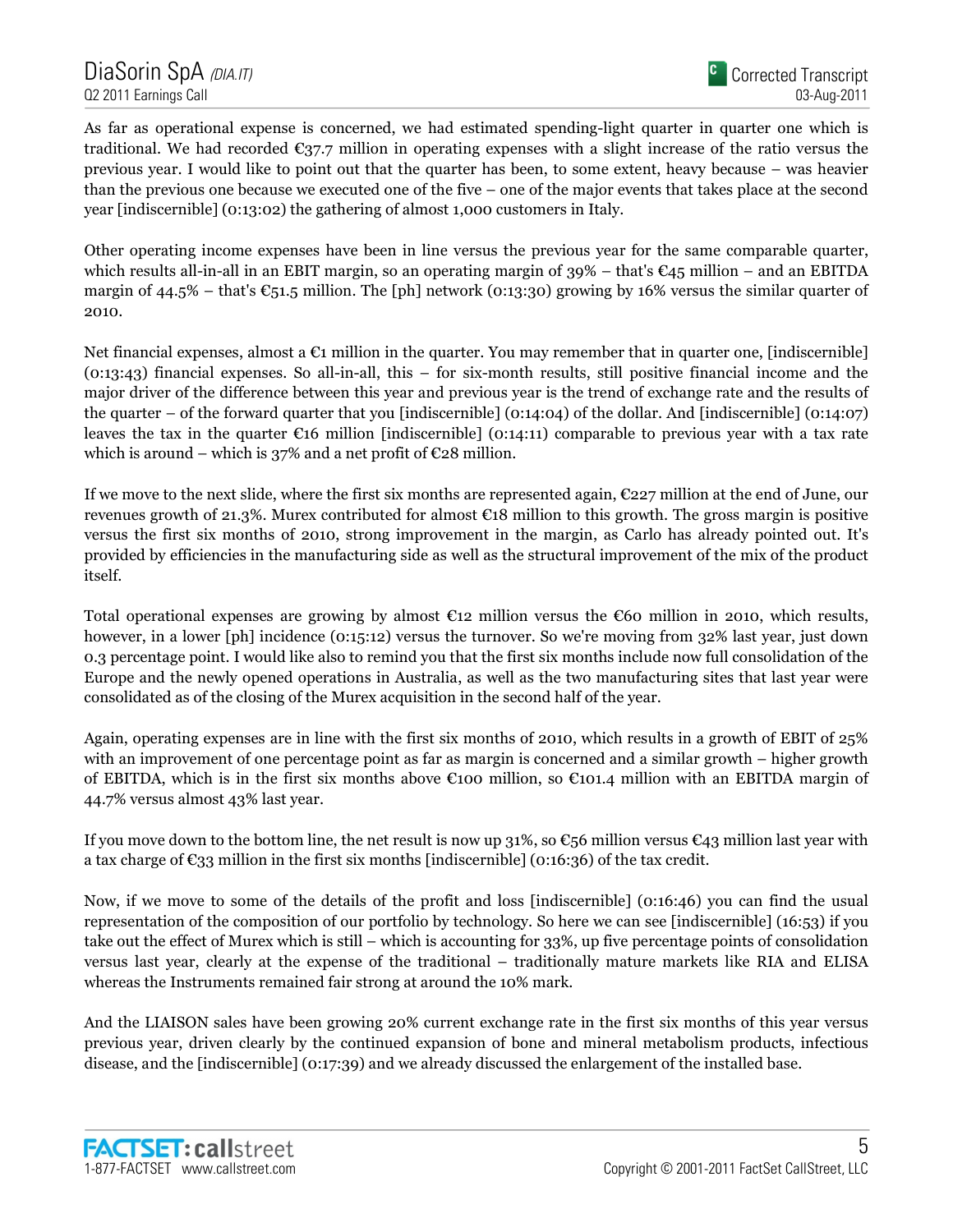As far as operational expense is concerned, we had estimated spending-light quarter in quarter one which is traditional. We had recorded €37.7 million in operating expenses with a slight increase of the ratio versus the previous year. I would like to point out that the quarter has been, to some extent, heavy because – was heavier than the previous one because we executed one of the five – one of the major events that takes place at the second year [indiscernible] (0:13:02) the gathering of almost 1,000 customers in Italy.

Other operating income expenses have been in line versus the previous year for the same comparable quarter, which results all-in-all in an EBIT margin, so an operating margin of 39% – that's €45 million – and an EBITDA margin of 44.5% – that's €51.5 million. The [ph] network (0:13:30) growing by 16% versus the similar quarter of 2010.

Net financial expenses, almost a €1 million in the quarter. You may remember that in quarter one, [indiscernible] (0:13:43) financial expenses. So all-in-all, this – for six-month results, still positive financial income and the major driver of the difference between this year and previous year is the trend of exchange rate and the results of the quarter – of the forward quarter that you [indiscernible] (0:14:04) of the dollar. And [indiscernible] (0:14:07) leaves the tax in the quarter €16 million [indiscernible] (0:14:11) comparable to previous year with a tax rate which is around – which is 37% and a net profit of €28 million.

If we move to the next slide, where the first six months are represented again, €227 million at the end of June, our revenues growth of 21.3%. Murex contributed for almost €18 million to this growth. The gross margin is positive versus the first six months of 2010, strong improvement in the margin, as Carlo has already pointed out. It's provided by efficiencies in the manufacturing side as well as the structural improvement of the mix of the product itself.

Total operational expenses are growing by almost €12 million versus the €60 million in 2010, which results, however, in a lower [ph] incidence (0:15:12) versus the turnover. So we're moving from 32% last year, just down 0.3 percentage point. I would like also to remind you that the first six months include now full consolidation of the Europe and the newly opened operations in Australia, as well as the two manufacturing sites that last year were consolidated as of the closing of the Murex acquisition in the second half of the year.

Again, operating expenses are in line with the first six months of 2010, which results in a growth of EBIT of 25% with an improvement of one percentage point as far as margin is concerned and a similar growth – higher growth of EBITDA, which is in the first six months above €100 million, so €101.4 million with an EBITDA margin of 44.7% versus almost 43% last year.

If you move down to the bottom line, the net result is now up 31%, so €56 million versus €43 million last year with a tax charge of €33 million in the first six months [indiscernible] (0:16:36) of the tax credit.

Now, if we move to some of the details of the profit and loss [indiscernible] (0:16:46) you can find the usual representation of the composition of our portfolio by technology. So here we can see [indiscernible] (16:53) if you take out the effect of Murex which is still – which is accounting for 33%, up five percentage points of consolidation versus last year, clearly at the expense of the traditional – traditionally mature markets like RIA and ELISA whereas the Instruments remained fair strong at around the 10% mark.

And the LIAISON sales have been growing 20% current exchange rate in the first six months of this year versus previous year, driven clearly by the continued expansion of bone and mineral metabolism products, infectious disease, and the [indiscernible] (0:17:39) and we already discussed the enlargement of the installed base.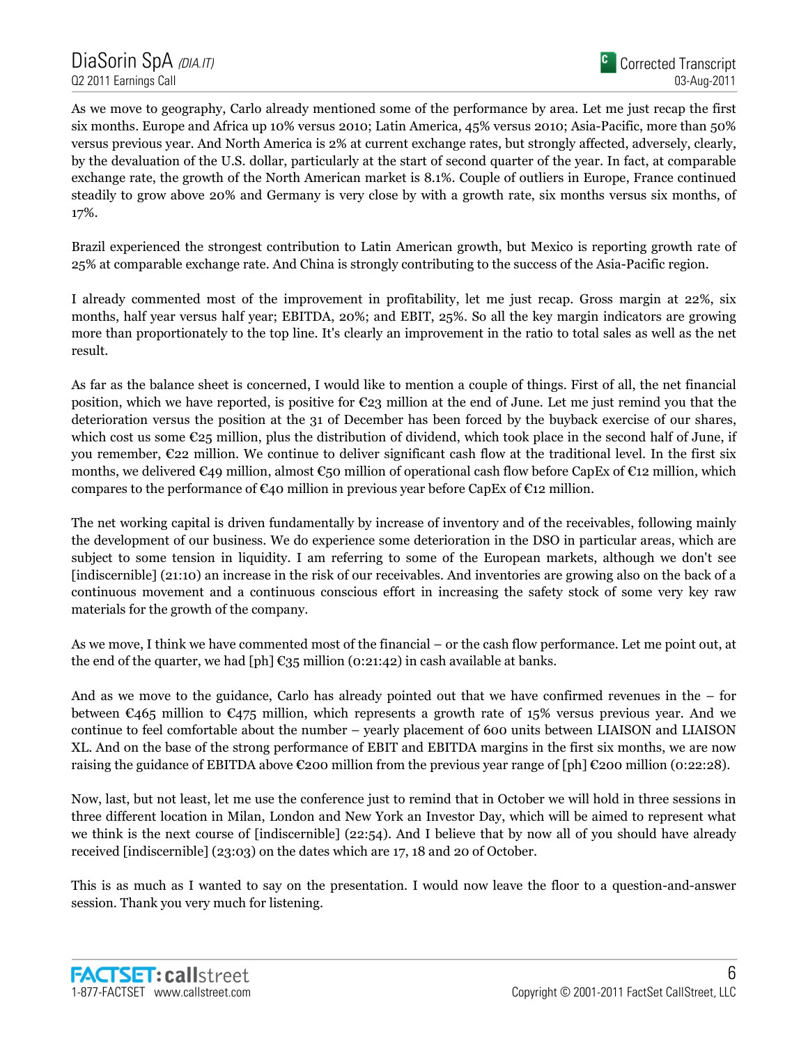As we move to geography, Carlo already mentioned some of the performance by area. Let me just recap the first six months. Europe and Africa up 10% versus 2010; Latin America, 45% versus 2010; Asia-Pacific, more than 50% versus previous year. And North America is 2% at current exchange rates, but strongly affected, adversely, clearly, by the devaluation of the U.S. dollar, particularly at the start of second quarter of the year. In fact, at comparable exchange rate, the growth of the North American market is 8.1%. Couple of outliers in Europe, France continued steadily to grow above 20% and Germany is very close by with a growth rate, six months versus six months, of 17%.

Brazil experienced the strongest contribution to Latin American growth, but Mexico is reporting growth rate of 25% at comparable exchange rate. And China is strongly contributing to the success of the Asia-Pacific region.

I already commented most of the improvement in profitability, let me just recap. Gross margin at 22%, six months, half year versus half year; EBITDA, 20%; and EBIT, 25%. So all the key margin indicators are growing more than proportionately to the top line. It's clearly an improvement in the ratio to total sales as well as the net result.

As far as the balance sheet is concerned, I would like to mention a couple of things. First of all, the net financial position, which we have reported, is positive for €23 million at the end of June. Let me just remind you that the deterioration versus the position at the 31 of December has been forced by the buyback exercise of our shares, which cost us some €25 million, plus the distribution of dividend, which took place in the second half of June, if you remember, €22 million. We continue to deliver significant cash flow at the traditional level. In the first six months, we delivered €49 million, almost €50 million of operational cash flow before CapEx of €12 million, which compares to the performance of €40 million in previous year before CapEx of €12 million.

The net working capital is driven fundamentally by increase of inventory and of the receivables, following mainly the development of our business. We do experience some deterioration in the DSO in particular areas, which are subject to some tension in liquidity. I am referring to some of the European markets, although we don't see [indiscernible] (21:10) an increase in the risk of our receivables. And inventories are growing also on the back of a continuous movement and a continuous conscious effort in increasing the safety stock of some very key raw materials for the growth of the company.

As we move, I think we have commented most of the financial – or the cash flow performance. Let me point out, at the end of the quarter, we had [ph] €35 million (0:21:42) in cash available at banks.

And as we move to the guidance, Carlo has already pointed out that we have confirmed revenues in the – for between €465 million to €475 million, which represents a growth rate of 15% versus previous year. And we continue to feel comfortable about the number – yearly placement of 600 units between LIAISON and LIAISON XL. And on the base of the strong performance of EBIT and EBITDA margins in the first six months, we are now raising the guidance of EBITDA above €200 million from the previous year range of [ph] €200 million (0:22:28).

Now, last, but not least, let me use the conference just to remind that in October we will hold in three sessions in three different location in Milan, London and New York an Investor Day, which will be aimed to represent what we think is the next course of [indiscernible] (22:54). And I believe that by now all of you should have already received [indiscernible] (23:03) on the dates which are 17, 18 and 20 of October.

This is as much as I wanted to say on the presentation. I would now leave the floor to a question-and-answer session. Thank you very much for listening.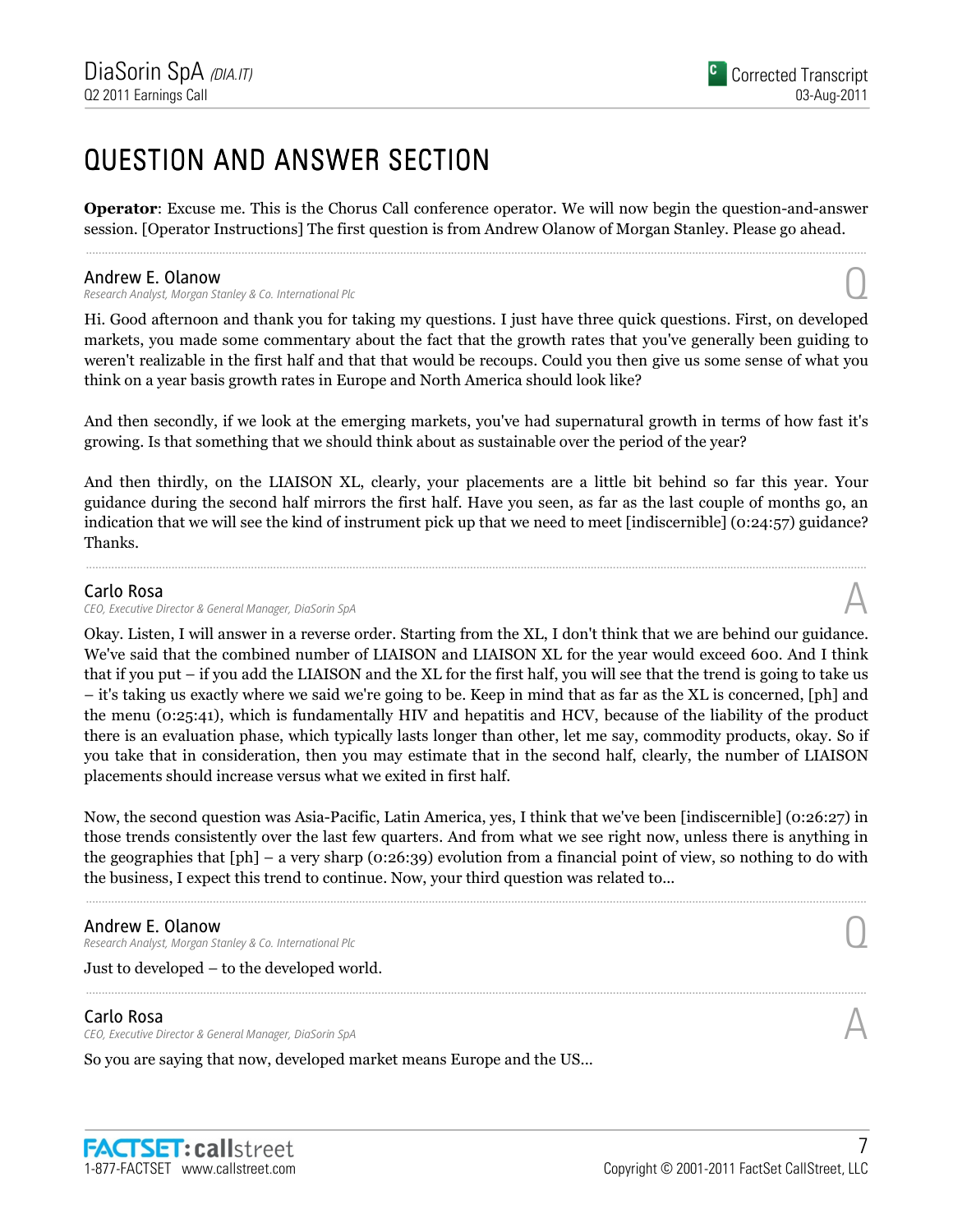# QUESTION AND ANSWER SECTION

**Operator**: Excuse me. This is the Chorus Call conference operator. We will now begin the question-and-answer session. [Operator Instructions] The first question is from Andrew Olanow of Morgan Stanley. Please go ahead.

---

**Andrew E. Olanow**
*Research Analyst, Morgan Stanley & Co. International Plc* — Q

Hi. Good afternoon and thank you for taking my questions. I just have three quick questions. First, on developed markets, you made some commentary about the fact that the growth rates that you've generally been guiding to weren't realizable in the first half and that that would be recoups. Could you then give us some sense of what you think on a year basis growth rates in Europe and North America should look like?

And then secondly, if we look at the emerging markets, you've had supernatural growth in terms of how fast it's growing. Is that something that we should think about as sustainable over the period of the year?

And then thirdly, on the LIAISON XL, clearly, your placements are a little bit behind so far this year. Your guidance during the second half mirrors the first half. Have you seen, as far as the last couple of months go, an indication that we will see the kind of instrument pick up that we need to meet [indiscernible] (0:24:57) guidance? Thanks.

---

**Carlo Rosa**
*CEO, Executive Director & General Manager, DiaSorin SpA* — A

Okay. Listen, I will answer in a reverse order. Starting from the XL, I don't think that we are behind our guidance. We've said that the combined number of LIAISON and LIAISON XL for the year would exceed 600. And I think that if you put – if you add the LIAISON and the XL for the first half, you will see that the trend is going to take us – it's taking us exactly where we said we're going to be. Keep in mind that as far as the XL is concerned, [ph] and the menu (0:25:41), which is fundamentally HIV and hepatitis and HCV, because of the liability of the product there is an evaluation phase, which typically lasts longer than other, let me say, commodity products, okay. So if you take that in consideration, then you may estimate that in the second half, clearly, the number of LIAISON placements should increase versus what we exited in first half.

Now, the second question was Asia-Pacific, Latin America, yes, I think that we've been [indiscernible] (0:26:27) in those trends consistently over the last few quarters. And from what we see right now, unless there is anything in the geographies that [ph] – a very sharp (0:26:39) evolution from a financial point of view, so nothing to do with the business, I expect this trend to continue. Now, your third question was related to...

---

**Andrew E. Olanow**
*Research Analyst, Morgan Stanley & Co. International Plc* — Q

Just to developed – to the developed world.

---

**Carlo Rosa**
*CEO, Executive Director & General Manager, DiaSorin SpA* — A

So you are saying that now, developed market means Europe and the US...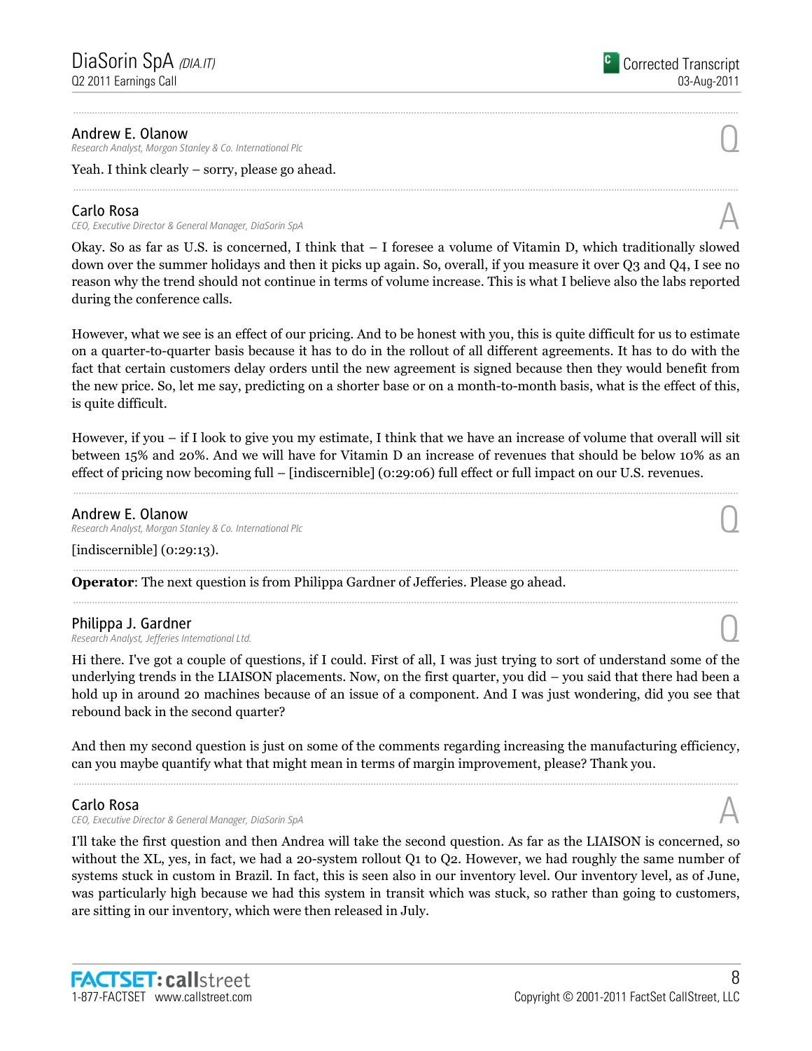**Andrew E. Olanow**
*Research Analyst, Morgan Stanley & Co. International Plc*

Q

Yeah. I think clearly – sorry, please go ahead.

---

**Carlo Rosa**
*CEO, Executive Director & General Manager, DiaSorin SpA*

A

Okay. So as far as U.S. is concerned, I think that – I foresee a volume of Vitamin D, which traditionally slowed down over the summer holidays and then it picks up again. So, overall, if you measure it over Q3 and Q4, I see no reason why the trend should not continue in terms of volume increase. This is what I believe also the labs reported during the conference calls.

However, what we see is an effect of our pricing. And to be honest with you, this is quite difficult for us to estimate on a quarter-to-quarter basis because it has to do in the rollout of all different agreements. It has to do with the fact that certain customers delay orders until the new agreement is signed because then they would benefit from the new price. So, let me say, predicting on a shorter base or on a month-to-month basis, what is the effect of this, is quite difficult.

However, if you – if I look to give you my estimate, I think that we have an increase of volume that overall will sit between 15% and 20%. And we will have for Vitamin D an increase of revenues that should be below 10% as an effect of pricing now becoming full – [indiscernible] (0:29:06) full effect or full impact on our U.S. revenues.

---

**Andrew E. Olanow**
*Research Analyst, Morgan Stanley & Co. International Plc*

Q

[indiscernible] (0:29:13).

---

**Operator**: The next question is from Philippa Gardner of Jefferies. Please go ahead.

---

**Philippa J. Gardner**
*Research Analyst, Jefferies International Ltd.*

Q

Hi there. I've got a couple of questions, if I could. First of all, I was just trying to sort of understand some of the underlying trends in the LIAISON placements. Now, on the first quarter, you did – you said that there had been a hold up in around 20 machines because of an issue of a component. And I was just wondering, did you see that rebound back in the second quarter?

And then my second question is just on some of the comments regarding increasing the manufacturing efficiency, can you maybe quantify what that might mean in terms of margin improvement, please? Thank you.

---

**Carlo Rosa**
*CEO, Executive Director & General Manager, DiaSorin SpA*

A

I'll take the first question and then Andrea will take the second question. As far as the LIAISON is concerned, so without the XL, yes, in fact, we had a 20-system rollout Q1 to Q2. However, we had roughly the same number of systems stuck in custom in Brazil. In fact, this is seen also in our inventory level. Our inventory level, as of June, was particularly high because we had this system in transit which was stuck, so rather than going to customers, are sitting in our inventory, which were then released in July.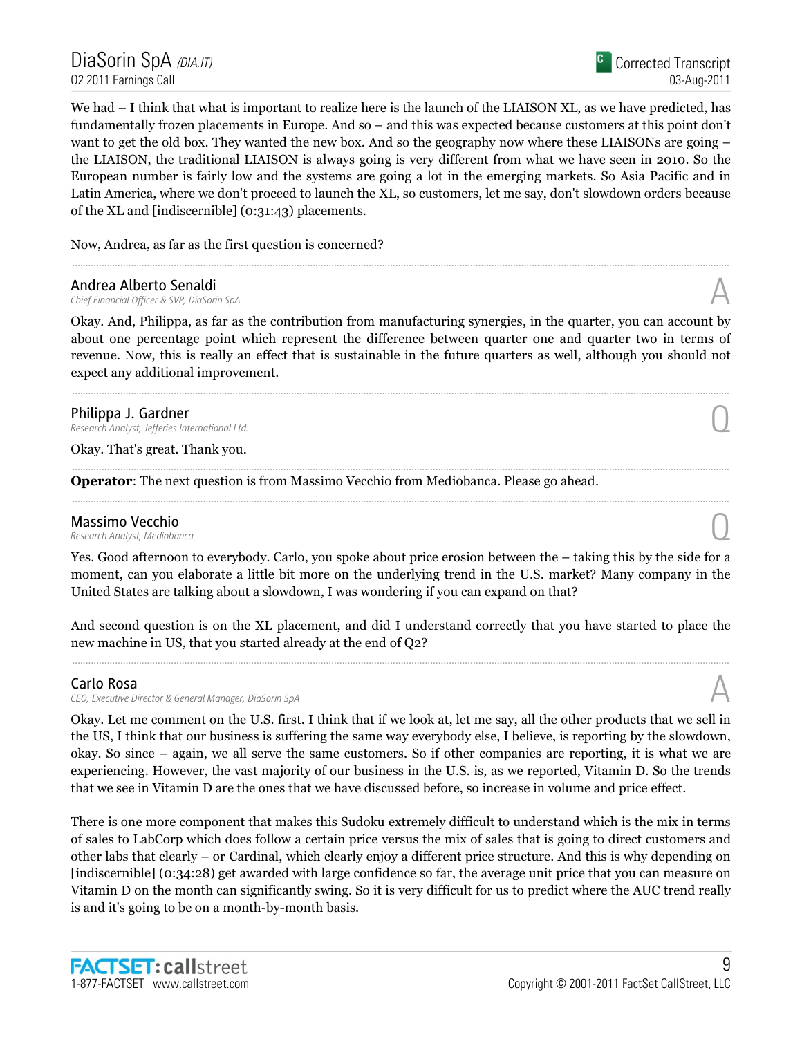We had – I think that what is important to realize here is the launch of the LIAISON XL, as we have predicted, has fundamentally frozen placements in Europe. And so – and this was expected because customers at this point don't want to get the old box. They wanted the new box. And so the geography now where these LIAISONs are going – the LIAISON, the traditional LIAISON is always going is very different from what we have seen in 2010. So the European number is fairly low and the systems are going a lot in the emerging markets. So Asia Pacific and in Latin America, where we don't proceed to launch the XL, so customers, let me say, don't slowdown orders because of the XL and [indiscernible] (0:31:43) placements.

Now, Andrea, as far as the first question is concerned?

---

**Andrea Alberto Senaldi**
*Chief Financial Officer & SVP, DiaSorin SpA*

A

Okay. And, Philippa, as far as the contribution from manufacturing synergies, in the quarter, you can account by about one percentage point which represent the difference between quarter one and quarter two in terms of revenue. Now, this is really an effect that is sustainable in the future quarters as well, although you should not expect any additional improvement.

---

**Philippa J. Gardner**
*Research Analyst, Jefferies International Ltd.*

Q

Okay. That's great. Thank you.

---

**Operator**: The next question is from Massimo Vecchio from Mediobanca. Please go ahead.

---

**Massimo Vecchio**
*Research Analyst, Mediobanca*

Q

Yes. Good afternoon to everybody. Carlo, you spoke about price erosion between the – taking this by the side for a moment, can you elaborate a little bit more on the underlying trend in the U.S. market? Many company in the United States are talking about a slowdown, I was wondering if you can expand on that?

And second question is on the XL placement, and did I understand correctly that you have started to place the new machine in US, that you started already at the end of Q2?

---

**Carlo Rosa**
*CEO, Executive Director & General Manager, DiaSorin SpA*

A

Okay. Let me comment on the U.S. first. I think that if we look at, let me say, all the other products that we sell in the US, I think that our business is suffering the same way everybody else, I believe, is reporting by the slowdown, okay. So since – again, we all serve the same customers. So if other companies are reporting, it is what we are experiencing. However, the vast majority of our business in the U.S. is, as we reported, Vitamin D. So the trends that we see in Vitamin D are the ones that we have discussed before, so increase in volume and price effect.

There is one more component that makes this Sudoku extremely difficult to understand which is the mix in terms of sales to LabCorp which does follow a certain price versus the mix of sales that is going to direct customers and other labs that clearly – or Cardinal, which clearly enjoy a different price structure. And this is why depending on [indiscernible] (0:34:28) get awarded with large confidence so far, the average unit price that you can measure on Vitamin D on the month can significantly swing. So it is very difficult for us to predict where the AUC trend really is and it's going to be on a month-by-month basis.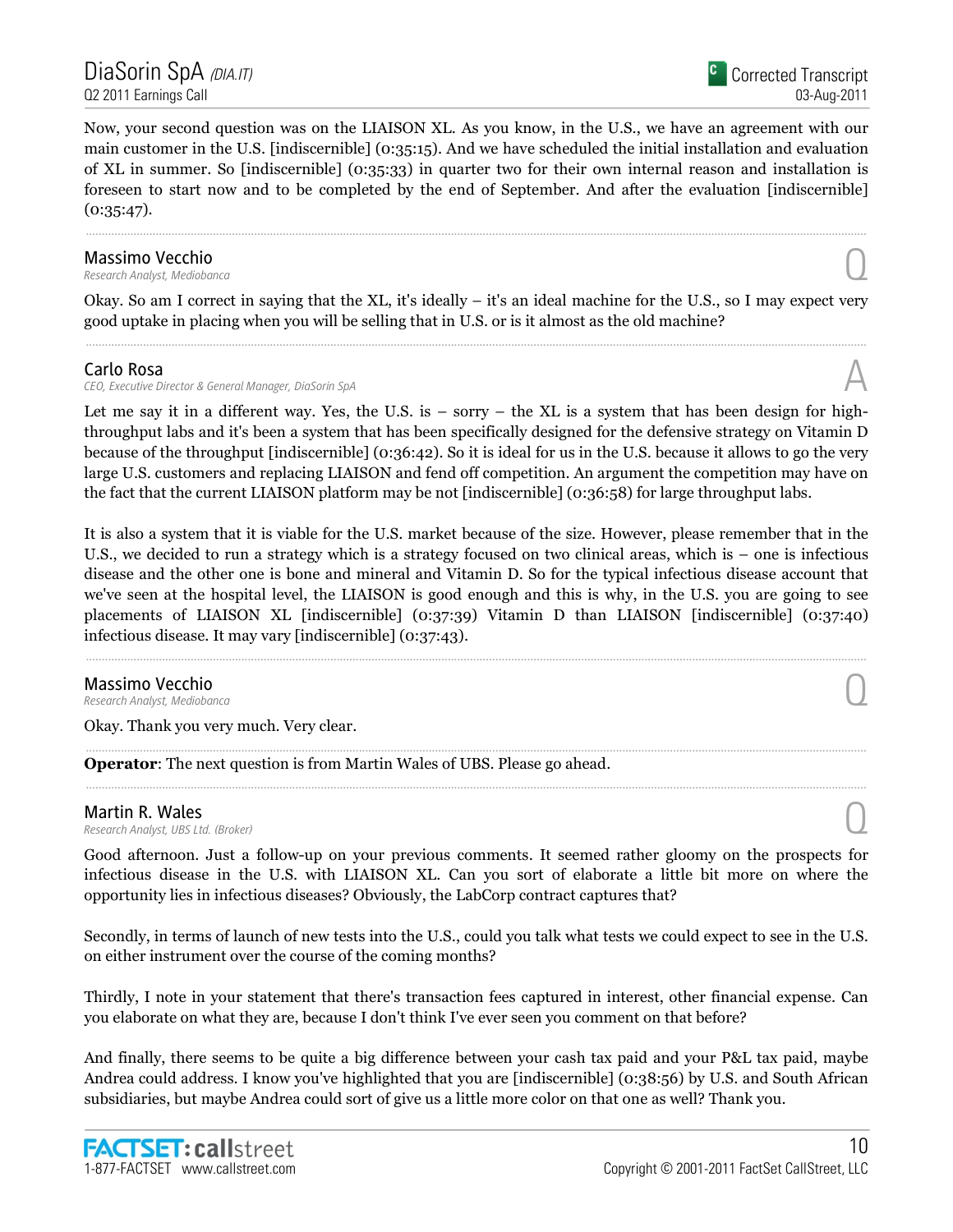Now, your second question was on the LIAISON XL. As you know, in the U.S., we have an agreement with our main customer in the U.S. [indiscernible] (0:35:15). And we have scheduled the initial installation and evaluation of XL in summer. So [indiscernible] (0:35:33) in quarter two for their own internal reason and installation is foreseen to start now and to be completed by the end of September. And after the evaluation [indiscernible] (0:35:47).

---

**Massimo Vecchio**
*Research Analyst, Mediobanca*

Q

Okay. So am I correct in saying that the XL, it's ideally – it's an ideal machine for the U.S., so I may expect very good uptake in placing when you will be selling that in U.S. or is it almost as the old machine?

---

**Carlo Rosa**
*CEO, Executive Director & General Manager, DiaSorin SpA*

A

Let me say it in a different way. Yes, the U.S. is – sorry – the XL is a system that has been design for high-throughput labs and it's been a system that has been specifically designed for the defensive strategy on Vitamin D because of the throughput [indiscernible] (0:36:42). So it is ideal for us in the U.S. because it allows to go the very large U.S. customers and replacing LIAISON and fend off competition. An argument the competition may have on the fact that the current LIAISON platform may be not [indiscernible] (0:36:58) for large throughput labs.

It is also a system that it is viable for the U.S. market because of the size. However, please remember that in the U.S., we decided to run a strategy which is a strategy focused on two clinical areas, which is – one is infectious disease and the other one is bone and mineral and Vitamin D. So for the typical infectious disease account that we've seen at the hospital level, the LIAISON is good enough and this is why, in the U.S. you are going to see placements of LIAISON XL [indiscernible] (0:37:39) Vitamin D than LIAISON [indiscernible] (0:37:40) infectious disease. It may vary [indiscernible] (0:37:43).

---

**Massimo Vecchio**
*Research Analyst, Mediobanca*

Q

Okay. Thank you very much. Very clear.

---

**Operator**: The next question is from Martin Wales of UBS. Please go ahead.

---

**Martin R. Wales**
*Research Analyst, UBS Ltd. (Broker)*

Q

Good afternoon. Just a follow-up on your previous comments. It seemed rather gloomy on the prospects for infectious disease in the U.S. with LIAISON XL. Can you sort of elaborate a little bit more on where the opportunity lies in infectious diseases? Obviously, the LabCorp contract captures that?

Secondly, in terms of launch of new tests into the U.S., could you talk what tests we could expect to see in the U.S. on either instrument over the course of the coming months?

Thirdly, I note in your statement that there's transaction fees captured in interest, other financial expense. Can you elaborate on what they are, because I don't think I've ever seen you comment on that before?

And finally, there seems to be quite a big difference between your cash tax paid and your P&L tax paid, maybe Andrea could address. I know you've highlighted that you are [indiscernible] (0:38:56) by U.S. and South African subsidiaries, but maybe Andrea could sort of give us a little more color on that one as well? Thank you.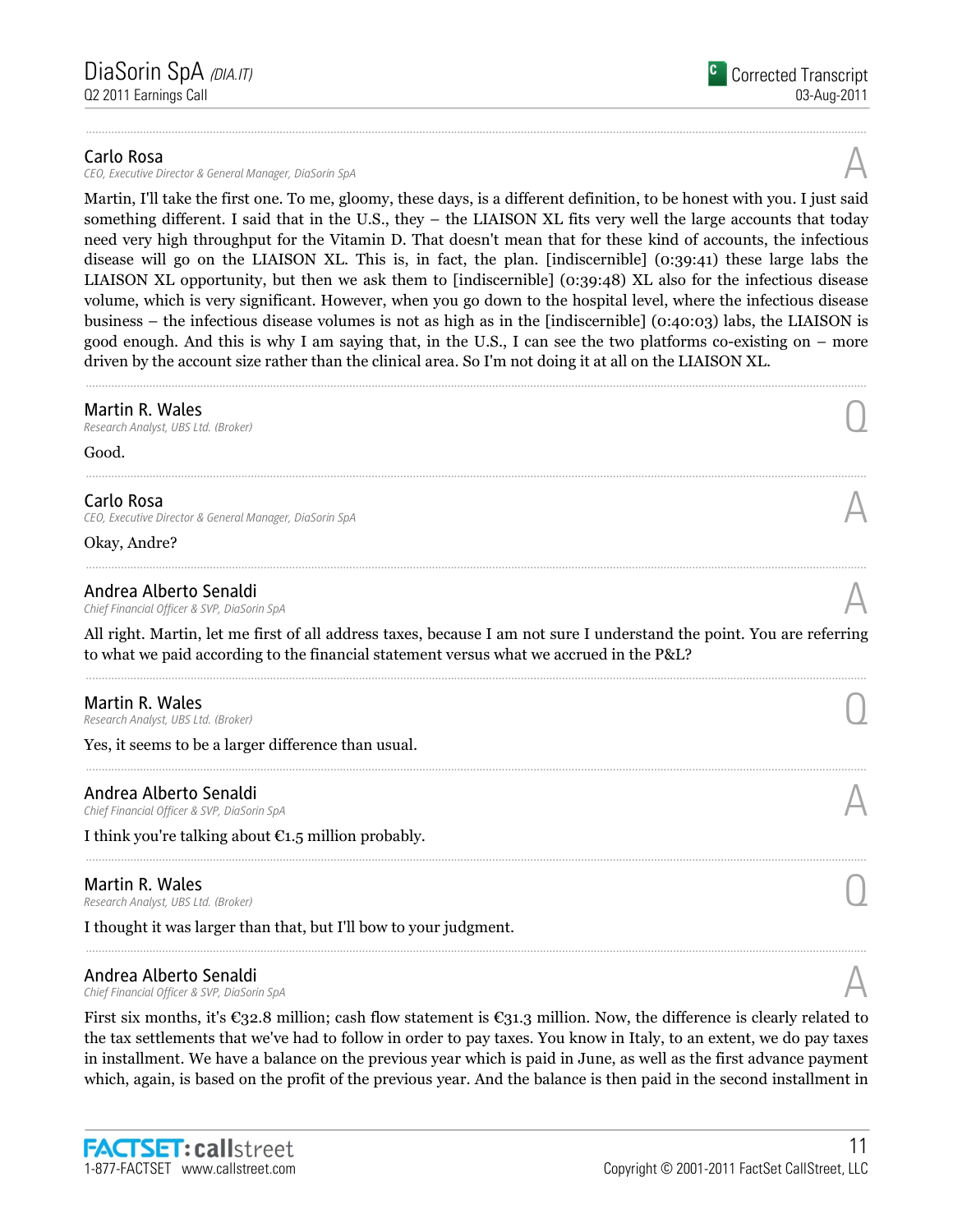**Carlo Rosa**
*CEO, Executive Director & General Manager, DiaSorin SpA*

A

Martin, I'll take the first one. To me, gloomy, these days, is a different definition, to be honest with you. I just said something different. I said that in the U.S., they – the LIAISON XL fits very well the large accounts that today need very high throughput for the Vitamin D. That doesn't mean that for these kind of accounts, the infectious disease will go on the LIAISON XL. This is, in fact, the plan. [indiscernible] (0:39:41) these large labs the LIAISON XL opportunity, but then we ask them to [indiscernible] (0:39:48) XL also for the infectious disease volume, which is very significant. However, when you go down to the hospital level, where the infectious disease business – the infectious disease volumes is not as high as in the [indiscernible] (0:40:03) labs, the LIAISON is good enough. And this is why I am saying that, in the U.S., I can see the two platforms co-existing on – more driven by the account size rather than the clinical area. So I'm not doing it at all on the LIAISON XL.

---

**Martin R. Wales**
*Research Analyst, UBS Ltd. (Broker)*

Q

Good.

---

**Carlo Rosa**
*CEO, Executive Director & General Manager, DiaSorin SpA*

A

Okay, Andre?

---

**Andrea Alberto Senaldi**
*Chief Financial Officer & SVP, DiaSorin SpA*

A

All right. Martin, let me first of all address taxes, because I am not sure I understand the point. You are referring to what we paid according to the financial statement versus what we accrued in the P&L?

---

**Martin R. Wales**
*Research Analyst, UBS Ltd. (Broker)*

Q

Yes, it seems to be a larger difference than usual.

---

**Andrea Alberto Senaldi**
*Chief Financial Officer & SVP, DiaSorin SpA*

A

I think you're talking about €1.5 million probably.

---

**Martin R. Wales**
*Research Analyst, UBS Ltd. (Broker)*

Q

I thought it was larger than that, but I'll bow to your judgment.

---

**Andrea Alberto Senaldi**
*Chief Financial Officer & SVP, DiaSorin SpA*

A

First six months, it's €32.8 million; cash flow statement is €31.3 million. Now, the difference is clearly related to the tax settlements that we've had to follow in order to pay taxes. You know in Italy, to an extent, we do pay taxes in installment. We have a balance on the previous year which is paid in June, as well as the first advance payment which, again, is based on the profit of the previous year. And the balance is then paid in the second installment in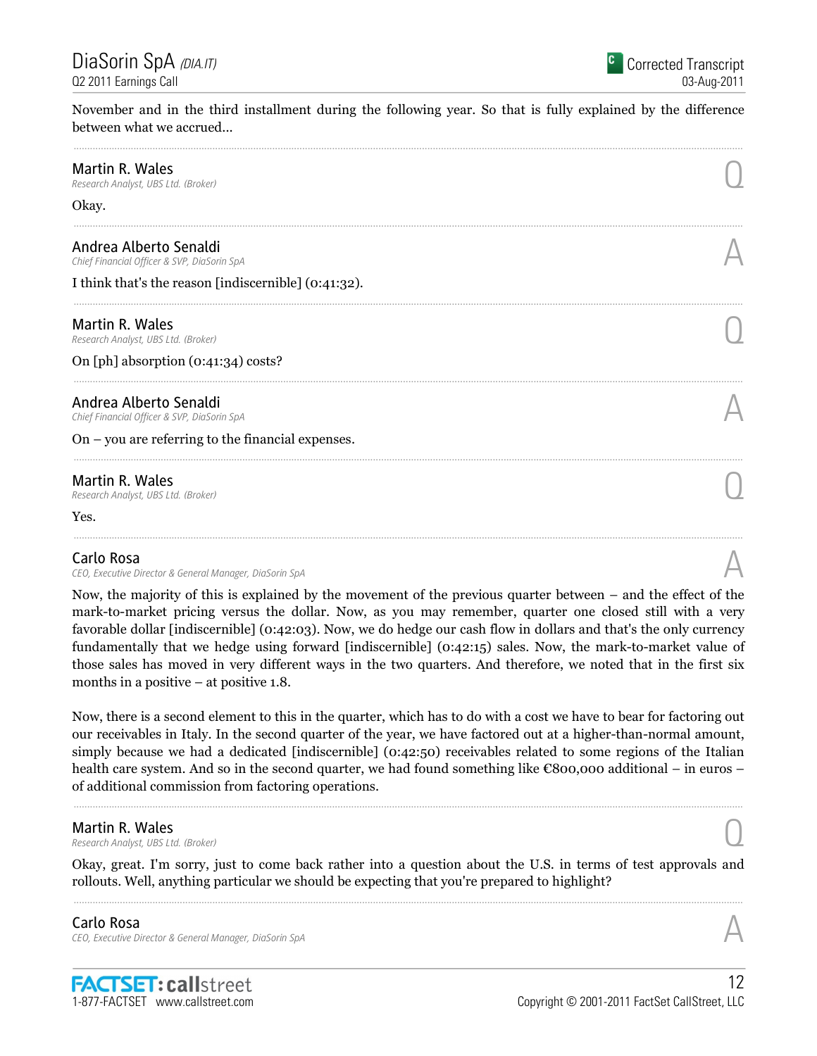November and in the third installment during the following year. So that is fully explained by the difference between what we accrued...

---

**Martin R. Wales**
*Research Analyst, UBS Ltd. (Broker)*

Q

Okay.

---

**Andrea Alberto Senaldi**
*Chief Financial Officer & SVP, DiaSorin SpA*

A

I think that's the reason [indiscernible] (0:41:32).

---

**Martin R. Wales**
*Research Analyst, UBS Ltd. (Broker)*

Q

On [ph] absorption (0:41:34) costs?

---

**Andrea Alberto Senaldi**
*Chief Financial Officer & SVP, DiaSorin SpA*

A

On – you are referring to the financial expenses.

---

**Martin R. Wales**
*Research Analyst, UBS Ltd. (Broker)*

Q

Yes.

---

**Carlo Rosa**
*CEO, Executive Director & General Manager, DiaSorin SpA*

A

Now, the majority of this is explained by the movement of the previous quarter between – and the effect of the mark-to-market pricing versus the dollar. Now, as you may remember, quarter one closed still with a very favorable dollar [indiscernible] (0:42:03). Now, we do hedge our cash flow in dollars and that's the only currency fundamentally that we hedge using forward [indiscernible] (0:42:15) sales. Now, the mark-to-market value of those sales has moved in very different ways in the two quarters. And therefore, we noted that in the first six months in a positive – at positive 1.8.

Now, there is a second element to this in the quarter, which has to do with a cost we have to bear for factoring out our receivables in Italy. In the second quarter of the year, we have factored out at a higher-than-normal amount, simply because we had a dedicated [indiscernible] (0:42:50) receivables related to some regions of the Italian health care system. And so in the second quarter, we had found something like €800,000 additional – in euros – of additional commission from factoring operations.

---

**Martin R. Wales**
*Research Analyst, UBS Ltd. (Broker)*

Q

Okay, great. I'm sorry, just to come back rather into a question about the U.S. in terms of test approvals and rollouts. Well, anything particular we should be expecting that you're prepared to highlight?

---

**Carlo Rosa**
*CEO, Executive Director & General Manager, DiaSorin SpA*

A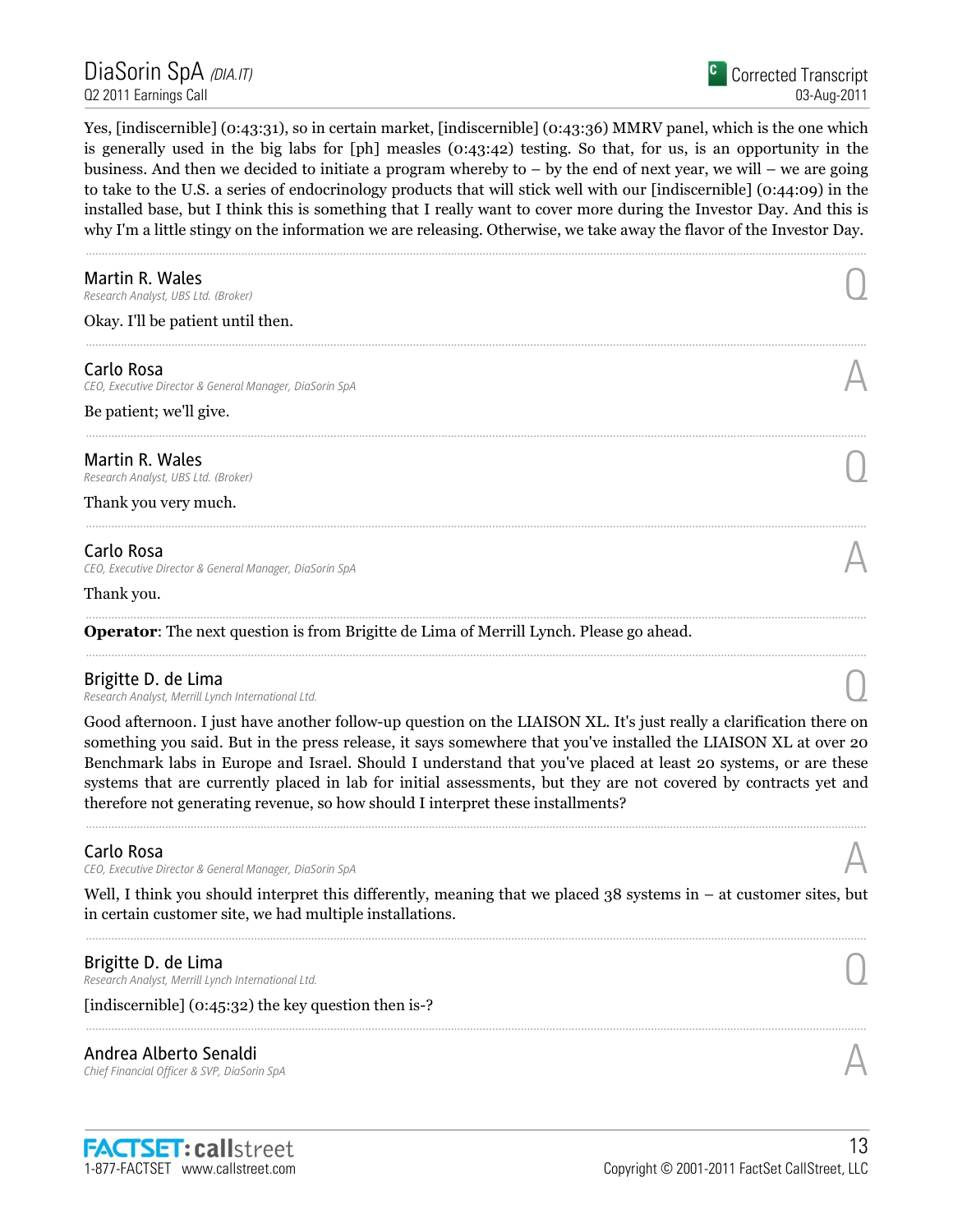Yes, [indiscernible] (0:43:31), so in certain market, [indiscernible] (0:43:36) MMRV panel, which is the one which is generally used in the big labs for [ph] measles (0:43:42) testing. So that, for us, is an opportunity in the business. And then we decided to initiate a program whereby to – by the end of next year, we will – we are going to take to the U.S. a series of endocrinology products that will stick well with our [indiscernible] (0:44:09) in the installed base, but I think this is something that I really want to cover more during the Investor Day. And this is why I'm a little stingy on the information we are releasing. Otherwise, we take away the flavor of the Investor Day.

---

**Martin R. Wales**
*Research Analyst, UBS Ltd. (Broker)*

Q

Okay. I'll be patient until then.

---

**Carlo Rosa**
*CEO, Executive Director & General Manager, DiaSorin SpA*

A

Be patient; we'll give.

---

**Martin R. Wales**
*Research Analyst, UBS Ltd. (Broker)*

Q

Thank you very much.

---

**Carlo Rosa**
*CEO, Executive Director & General Manager, DiaSorin SpA*

A

Thank you.

---

**Operator**: The next question is from Brigitte de Lima of Merrill Lynch. Please go ahead.

---

**Brigitte D. de Lima**
*Research Analyst, Merrill Lynch International Ltd.*

Q

Good afternoon. I just have another follow-up question on the LIAISON XL. It's just really a clarification there on something you said. But in the press release, it says somewhere that you've installed the LIAISON XL at over 20 Benchmark labs in Europe and Israel. Should I understand that you've placed at least 20 systems, or are these systems that are currently placed in lab for initial assessments, but they are not covered by contracts yet and therefore not generating revenue, so how should I interpret these installments?

---

**Carlo Rosa**
*CEO, Executive Director & General Manager, DiaSorin SpA*

A

Well, I think you should interpret this differently, meaning that we placed 38 systems in – at customer sites, but in certain customer site, we had multiple installations.

---

**Brigitte D. de Lima**
*Research Analyst, Merrill Lynch International Ltd.*

Q

[indiscernible] (0:45:32) the key question then is-?

---

**Andrea Alberto Senaldi**
*Chief Financial Officer & SVP, DiaSorin SpA*

A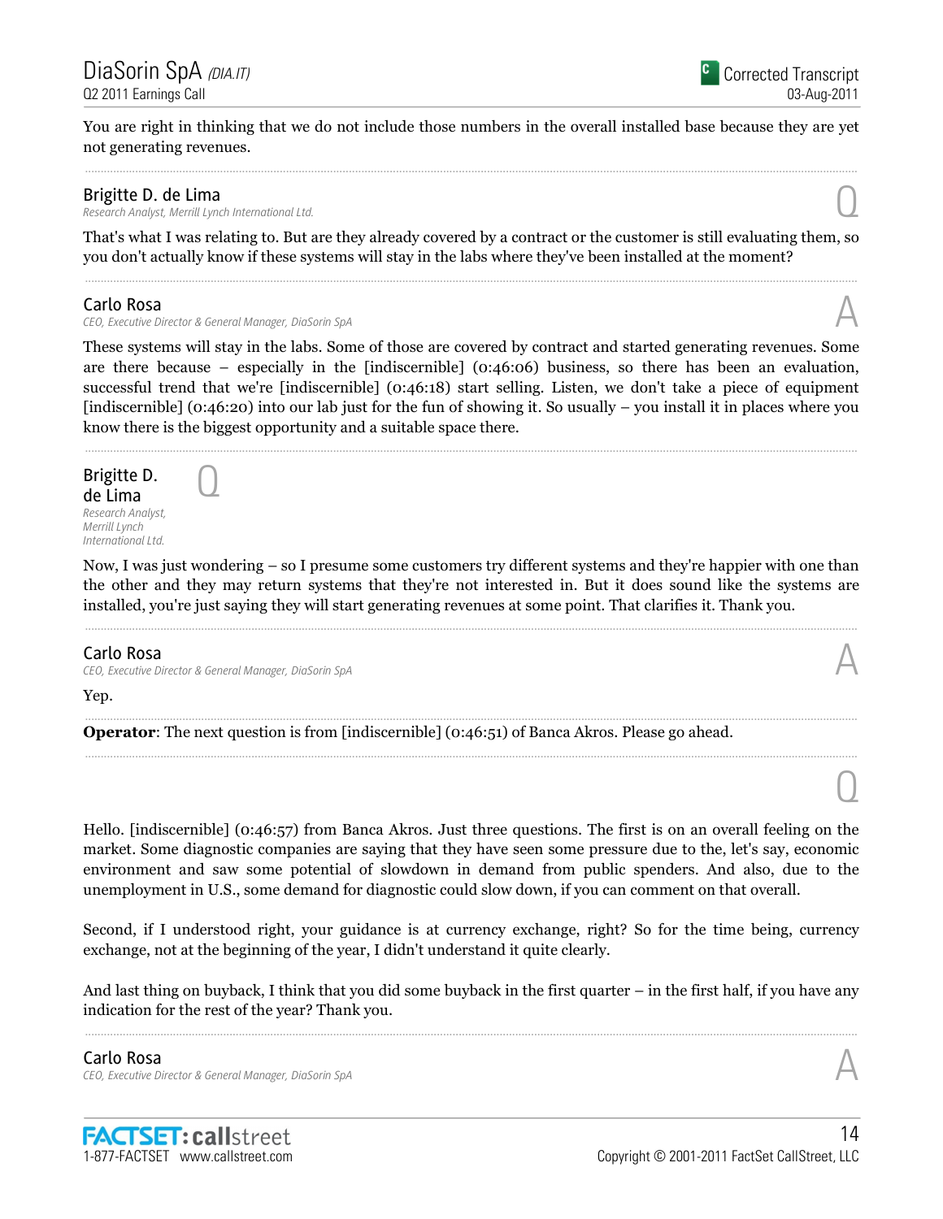You are right in thinking that we do not include those numbers in the overall installed base because they are yet not generating revenues.

---

**Brigitte D. de Lima**
*Research Analyst, Merrill Lynch International Ltd.*

Q

That's what I was relating to. But are they already covered by a contract or the customer is still evaluating them, so you don't actually know if these systems will stay in the labs where they've been installed at the moment?

---

**Carlo Rosa**
*CEO, Executive Director & General Manager, DiaSorin SpA*

A

These systems will stay in the labs. Some of those are covered by contract and started generating revenues. Some are there because – especially in the [indiscernible] (0:46:06) business, so there has been an evaluation, successful trend that we're [indiscernible] (0:46:18) start selling. Listen, we don't take a piece of equipment [indiscernible] (0:46:20) into our lab just for the fun of showing it. So usually – you install it in places where you know there is the biggest opportunity and a suitable space there.

---

**Brigitte D. de Lima**
*Research Analyst, Merrill Lynch International Ltd.*

Q

Now, I was just wondering – so I presume some customers try different systems and they're happier with one than the other and they may return systems that they're not interested in. But it does sound like the systems are installed, you're just saying they will start generating revenues at some point. That clarifies it. Thank you.

---

**Carlo Rosa**
*CEO, Executive Director & General Manager, DiaSorin SpA*

A

Yep.

---

**Operator**: The next question is from [indiscernible] (0:46:51) of Banca Akros. Please go ahead.

---

Q

Hello. [indiscernible] (0:46:57) from Banca Akros. Just three questions. The first is on an overall feeling on the market. Some diagnostic companies are saying that they have seen some pressure due to the, let's say, economic environment and saw some potential of slowdown in demand from public spenders. And also, due to the unemployment in U.S., some demand for diagnostic could slow down, if you can comment on that overall.

Second, if I understood right, your guidance is at currency exchange, right? So for the time being, currency exchange, not at the beginning of the year, I didn't understand it quite clearly.

And last thing on buyback, I think that you did some buyback in the first quarter – in the first half, if you have any indication for the rest of the year? Thank you.

---

**Carlo Rosa**
*CEO, Executive Director & General Manager, DiaSorin SpA*

A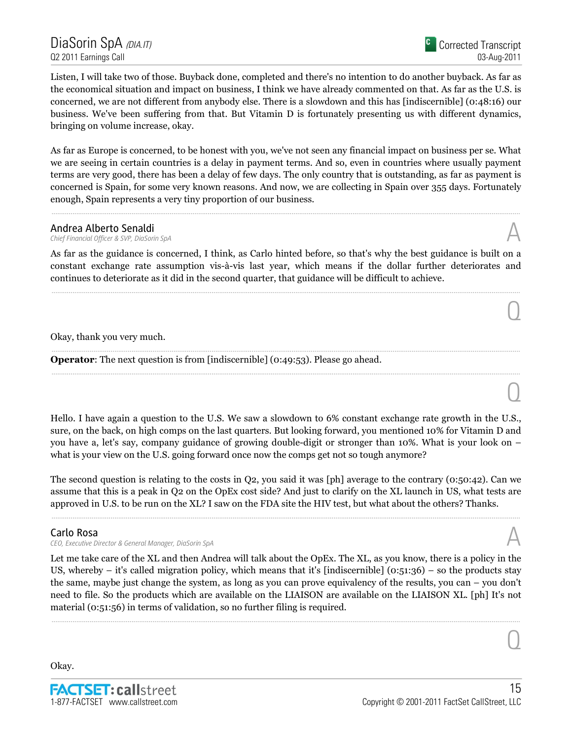Listen, I will take two of those. Buyback done, completed and there's no intention to do another buyback. As far as the economical situation and impact on business, I think we have already commented on that. As far as the U.S. is concerned, we are not different from anybody else. There is a slowdown and this has [indiscernible] (0:48:16) our business. We've been suffering from that. But Vitamin D is fortunately presenting us with different dynamics, bringing on volume increase, okay.

As far as Europe is concerned, to be honest with you, we've not seen any financial impact on business per se. What we are seeing in certain countries is a delay in payment terms. And so, even in countries where usually payment terms are very good, there has been a delay of few days. The only country that is outstanding, as far as payment is concerned is Spain, for some very known reasons. And now, we are collecting in Spain over 355 days. Fortunately enough, Spain represents a very tiny proportion of our business.

---

### Andrea Alberto Senaldi
*Chief Financial Officer & SVP, DiaSorin SpA*

**A**

As far as the guidance is concerned, I think, as Carlo hinted before, so that's why the best guidance is built on a constant exchange rate assumption vis-à-vis last year, which means if the dollar further deteriorates and continues to deteriorate as it did in the second quarter, that guidance will be difficult to achieve.

---

**Q**

Okay, thank you very much.

---

**Operator**: The next question is from [indiscernible] (0:49:53). Please go ahead.

---

**Q**

Hello. I have again a question to the U.S. We saw a slowdown to 6% constant exchange rate growth in the U.S., sure, on the back, on high comps on the last quarters. But looking forward, you mentioned 10% for Vitamin D and you have a, let's say, company guidance of growing double-digit or stronger than 10%. What is your look on – what is your view on the U.S. going forward once now the comps get not so tough anymore?

The second question is relating to the costs in Q2, you said it was [ph] average to the contrary (0:50:42). Can we assume that this is a peak in Q2 on the OpEx cost side? And just to clarify on the XL launch in US, what tests are approved in U.S. to be run on the XL? I saw on the FDA site the HIV test, but what about the others? Thanks.

---

### Carlo Rosa
*CEO, Executive Director & General Manager, DiaSorin SpA*

**A**

Let me take care of the XL and then Andrea will talk about the OpEx. The XL, as you know, there is a policy in the US, whereby – it's called migration policy, which means that it's [indiscernible] (0:51:36) – so the products stay the same, maybe just change the system, as long as you can prove equivalency of the results, you can – you don't need to file. So the products which are available on the LIAISON are available on the LIAISON XL. [ph] It's not material (0:51:56) in terms of validation, so no further filing is required.

---

**Q**

Okay.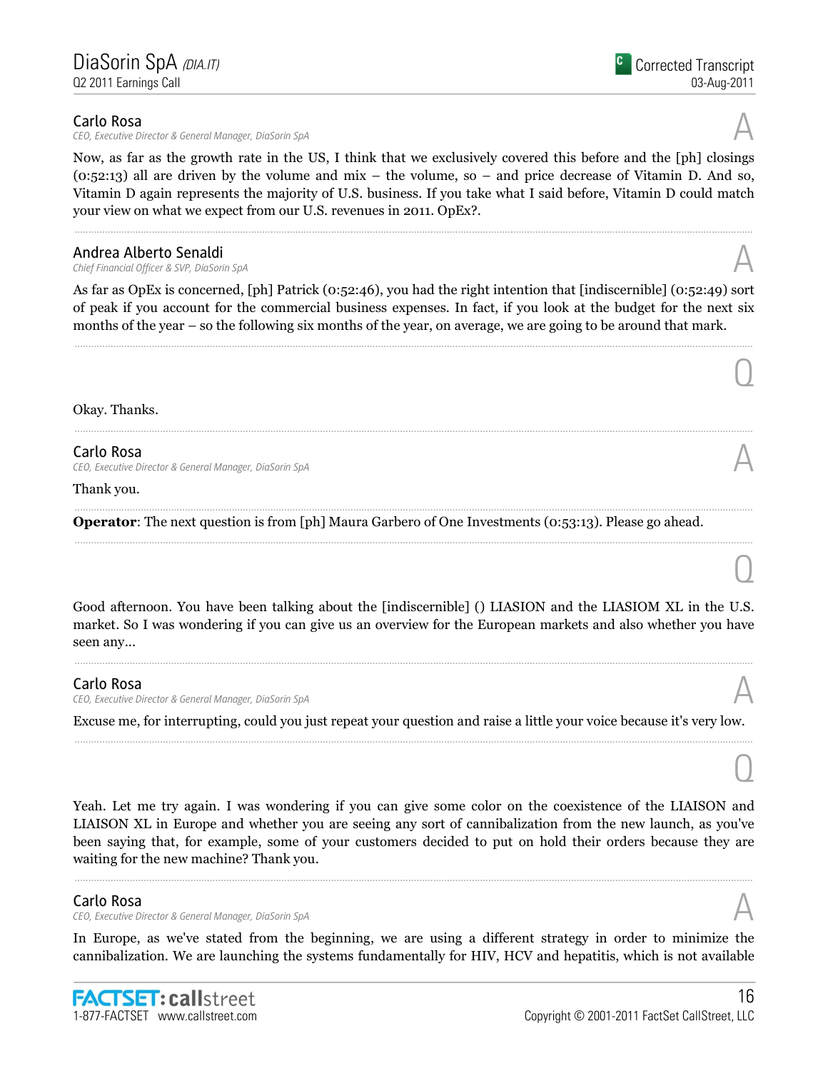### Carlo Rosa
*CEO, Executive Director & General Manager, DiaSorin SpA*

A

Now, as far as the growth rate in the US, I think that we exclusively covered this before and the [ph] closings (0:52:13) all are driven by the volume and mix – the volume, so – and price decrease of Vitamin D. And so, Vitamin D again represents the majority of U.S. business. If you take what I said before, Vitamin D could match your view on what we expect from our U.S. revenues in 2011. OpEx?.

---

### Andrea Alberto Senaldi
*Chief Financial Officer & SVP, DiaSorin SpA*

A

As far as OpEx is concerned, [ph] Patrick (0:52:46), you had the right intention that [indiscernible] (0:52:49) sort of peak if you account for the commercial business expenses. In fact, if you look at the budget for the next six months of the year – so the following six months of the year, on average, we are going to be around that mark.

---

Q

Okay. Thanks.

---

### Carlo Rosa
*CEO, Executive Director & General Manager, DiaSorin SpA*

A

Thank you.

---

**Operator**: The next question is from [ph] Maura Garbero of One Investments (0:53:13). Please go ahead.

---

Q

Good afternoon. You have been talking about the [indiscernible] () LIASION and the LIASIOM XL in the U.S. market. So I was wondering if you can give us an overview for the European markets and also whether you have seen any...

---

### Carlo Rosa
*CEO, Executive Director & General Manager, DiaSorin SpA*

A

Excuse me, for interrupting, could you just repeat your question and raise a little your voice because it's very low.

---

Q

Yeah. Let me try again. I was wondering if you can give some color on the coexistence of the LIAISON and LIAISON XL in Europe and whether you are seeing any sort of cannibalization from the new launch, as you've been saying that, for example, some of your customers decided to put on hold their orders because they are waiting for the new machine? Thank you.

---

### Carlo Rosa
*CEO, Executive Director & General Manager, DiaSorin SpA*

A

In Europe, as we've stated from the beginning, we are using a different strategy in order to minimize the cannibalization. We are launching the systems fundamentally for HIV, HCV and hepatitis, which is not available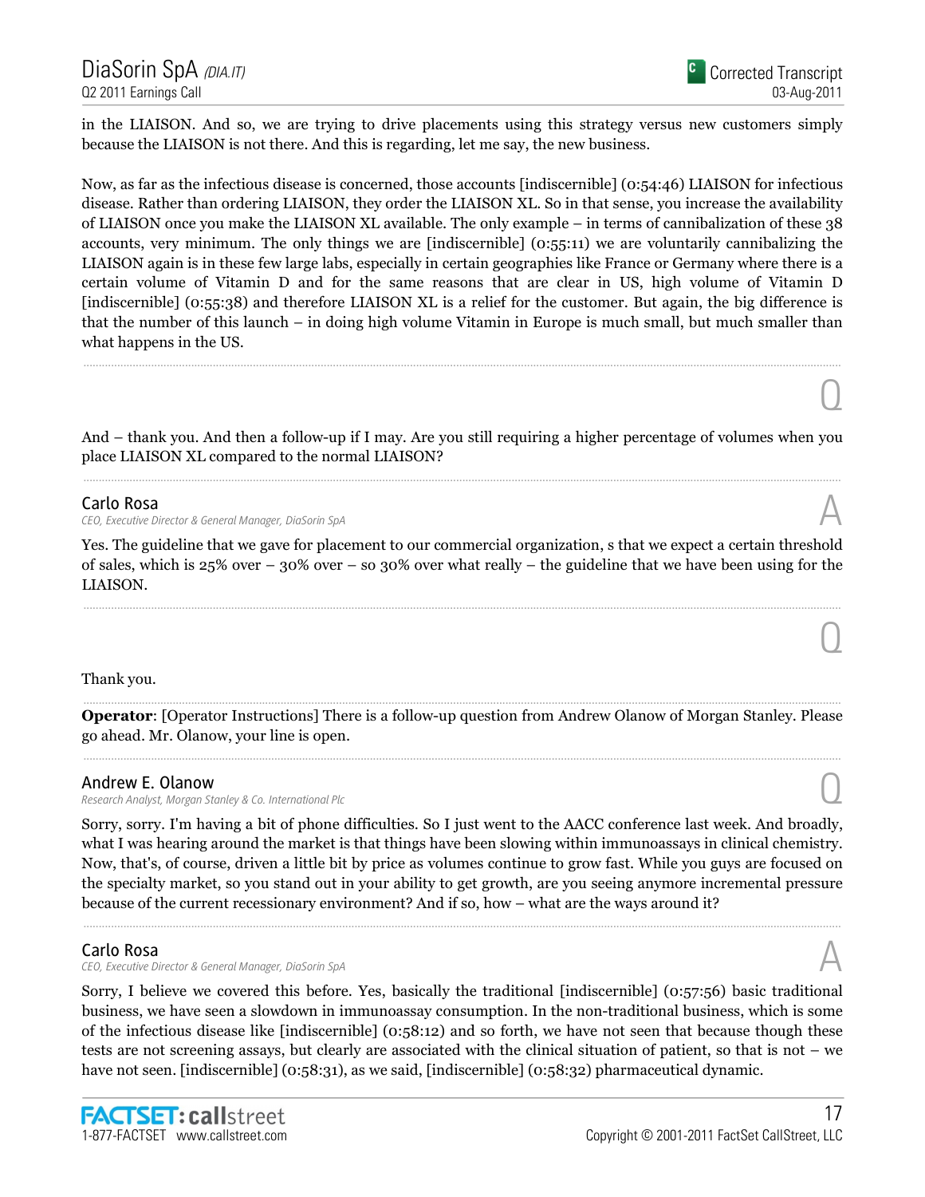in the LIAISON. And so, we are trying to drive placements using this strategy versus new customers simply because the LIAISON is not there. And this is regarding, let me say, the new business.

Now, as far as the infectious disease is concerned, those accounts [indiscernible] (0:54:46) LIAISON for infectious disease. Rather than ordering LIAISON, they order the LIAISON XL. So in that sense, you increase the availability of LIAISON once you make the LIAISON XL available. The only example – in terms of cannibalization of these 38 accounts, very minimum. The only things we are [indiscernible] (0:55:11) we are voluntarily cannibalizing the LIAISON again is in these few large labs, especially in certain geographies like France or Germany where there is a certain volume of Vitamin D and for the same reasons that are clear in US, high volume of Vitamin D [indiscernible] (0:55:38) and therefore LIAISON XL is a relief for the customer. But again, the big difference is that the number of this launch – in doing high volume Vitamin in Europe is much small, but much smaller than what happens in the US.

---

**Q**

And – thank you. And then a follow-up if I may. Are you still requiring a higher percentage of volumes when you place LIAISON XL compared to the normal LIAISON?

---

**Carlo Rosa**
*CEO, Executive Director & General Manager, DiaSorin SpA*

**A**

Yes. The guideline that we gave for placement to our commercial organization, s that we expect a certain threshold of sales, which is 25% over – 30% over – so 30% over what really – the guideline that we have been using for the LIAISON.

---

**Q**

Thank you.

---

**Operator**: [Operator Instructions] There is a follow-up question from Andrew Olanow of Morgan Stanley. Please go ahead. Mr. Olanow, your line is open.

---

**Andrew E. Olanow**
*Research Analyst, Morgan Stanley & Co. International Plc*

**Q**

Sorry, sorry. I'm having a bit of phone difficulties. So I just went to the AACC conference last week. And broadly, what I was hearing around the market is that things have been slowing within immunoassays in clinical chemistry. Now, that's, of course, driven a little bit by price as volumes continue to grow fast. While you guys are focused on the specialty market, so you stand out in your ability to get growth, are you seeing anymore incremental pressure because of the current recessionary environment? And if so, how – what are the ways around it?

---

**Carlo Rosa**
*CEO, Executive Director & General Manager, DiaSorin SpA*

**A**

Sorry, I believe we covered this before. Yes, basically the traditional [indiscernible] (0:57:56) basic traditional business, we have seen a slowdown in immunoassay consumption. In the non-traditional business, which is some of the infectious disease like [indiscernible] (0:58:12) and so forth, we have not seen that because though these tests are not screening assays, but clearly are associated with the clinical situation of patient, so that is not – we have not seen. [indiscernible] (0:58:31), as we said, [indiscernible] (0:58:32) pharmaceutical dynamic.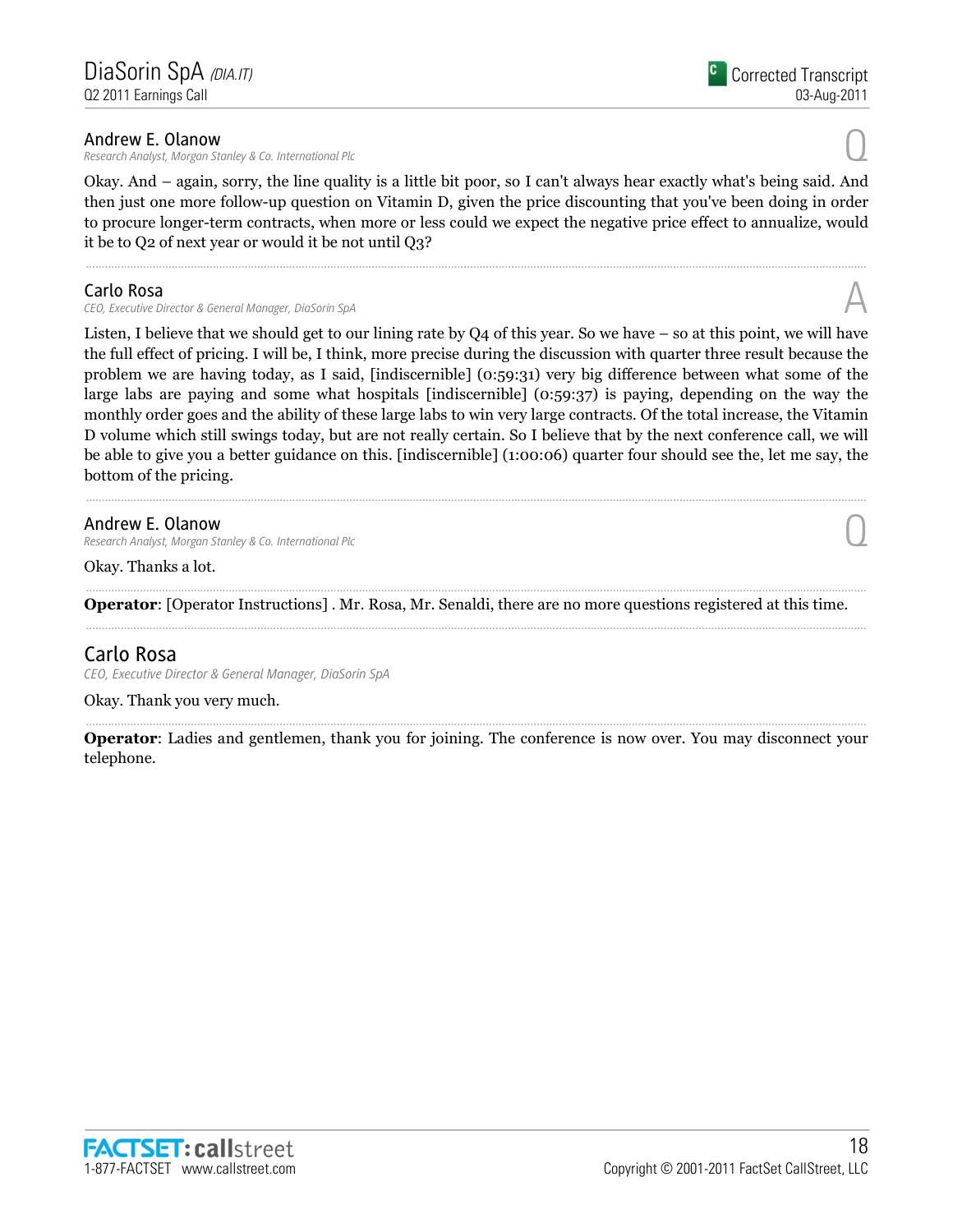**Andrew E. Olanow**
*Research Analyst, Morgan Stanley & Co. International Plc*

Q

Okay. And – again, sorry, the line quality is a little bit poor, so I can't always hear exactly what's being said. And then just one more follow-up question on Vitamin D, given the price discounting that you've been doing in order to procure longer-term contracts, when more or less could we expect the negative price effect to annualize, would it be to Q2 of next year or would it be not until Q3?

---

**Carlo Rosa**
*CEO, Executive Director & General Manager, DiaSorin SpA*

A

Listen, I believe that we should get to our lining rate by Q4 of this year. So we have – so at this point, we will have the full effect of pricing. I will be, I think, more precise during the discussion with quarter three result because the problem we are having today, as I said, [indiscernible] (0:59:31) very big difference between what some of the large labs are paying and some what hospitals [indiscernible] (0:59:37) is paying, depending on the way the monthly order goes and the ability of these large labs to win very large contracts. Of the total increase, the Vitamin D volume which still swings today, but are not really certain. So I believe that by the next conference call, we will be able to give you a better guidance on this. [indiscernible] (1:00:06) quarter four should see the, let me say, the bottom of the pricing.

---

**Andrew E. Olanow**
*Research Analyst, Morgan Stanley & Co. International Plc*

Q

Okay. Thanks a lot.

---

**Operator**: [Operator Instructions] . Mr. Rosa, Mr. Senaldi, there are no more questions registered at this time.

---

**Carlo Rosa**
*CEO, Executive Director & General Manager, DiaSorin SpA*

Okay. Thank you very much.

---

**Operator**: Ladies and gentlemen, thank you for joining. The conference is now over. You may disconnect your telephone.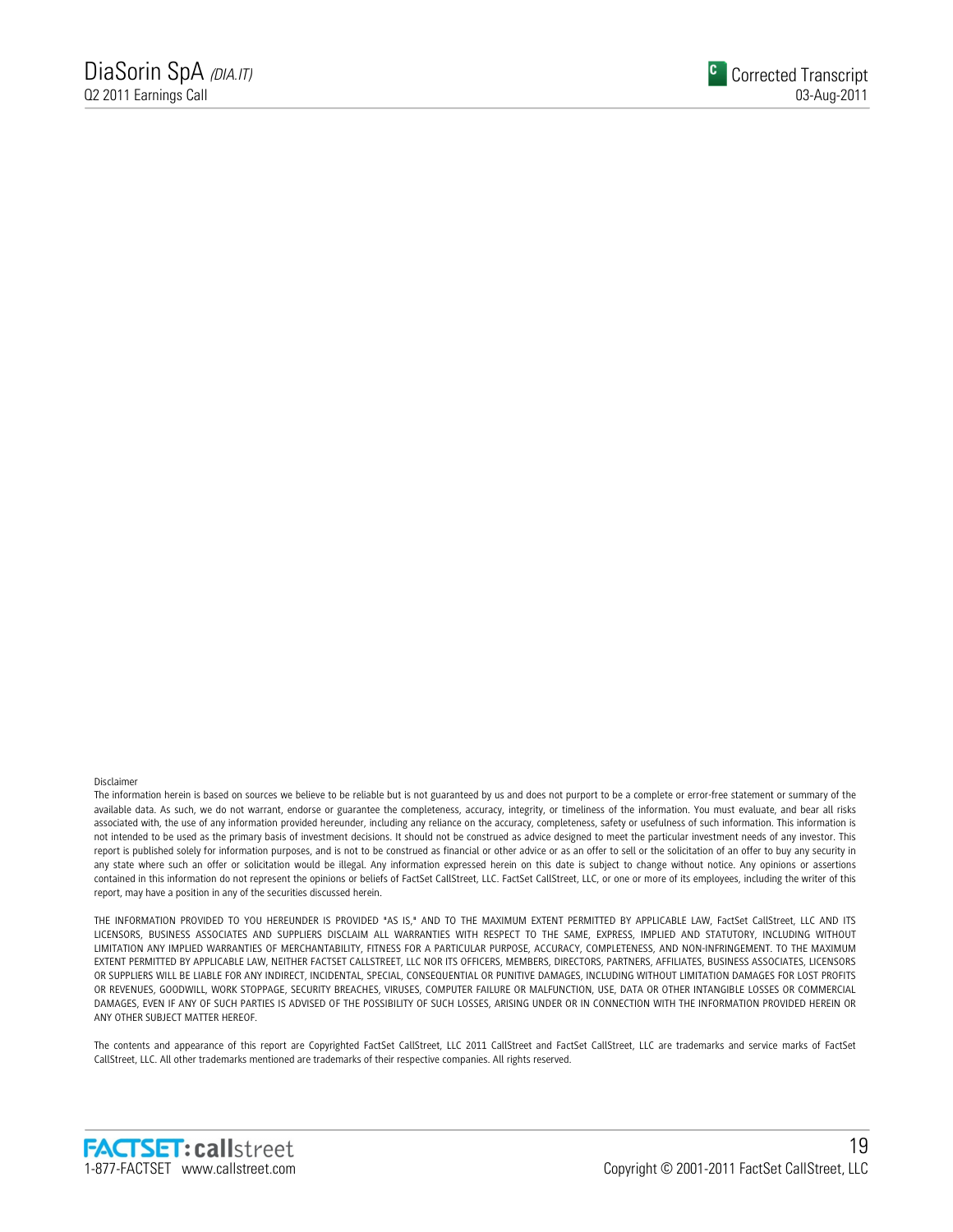Disclaimer

The information herein is based on sources we believe to be reliable but is not guaranteed by us and does not purport to be a complete or error-free statement or summary of the available data. As such, we do not warrant, endorse or guarantee the completeness, accuracy, integrity, or timeliness of the information. You must evaluate, and bear all risks associated with, the use of any information provided hereunder, including any reliance on the accuracy, completeness, safety or usefulness of such information. This information is not intended to be used as the primary basis of investment decisions. It should not be construed as advice designed to meet the particular investment needs of any investor. This report is published solely for information purposes, and is not to be construed as financial or other advice or as an offer to sell or the solicitation of an offer to buy any security in any state where such an offer or solicitation would be illegal. Any information expressed herein on this date is subject to change without notice. Any opinions or assertions contained in this information do not represent the opinions or beliefs of FactSet CallStreet, LLC. FactSet CallStreet, LLC, or one or more of its employees, including the writer of this report, may have a position in any of the securities discussed herein.

THE INFORMATION PROVIDED TO YOU HEREUNDER IS PROVIDED "AS IS," AND TO THE MAXIMUM EXTENT PERMITTED BY APPLICABLE LAW, FactSet CallStreet, LLC AND ITS LICENSORS, BUSINESS ASSOCIATES AND SUPPLIERS DISCLAIM ALL WARRANTIES WITH RESPECT TO THE SAME, EXPRESS, IMPLIED AND STATUTORY, INCLUDING WITHOUT LIMITATION ANY IMPLIED WARRANTIES OF MERCHANTABILITY, FITNESS FOR A PARTICULAR PURPOSE, ACCURACY, COMPLETENESS, AND NON-INFRINGEMENT. TO THE MAXIMUM EXTENT PERMITTED BY APPLICABLE LAW, NEITHER FACTSET CALLSTREET, LLC NOR ITS OFFICERS, MEMBERS, DIRECTORS, PARTNERS, AFFILIATES, BUSINESS ASSOCIATES, LICENSORS OR SUPPLIERS WILL BE LIABLE FOR ANY INDIRECT, INCIDENTAL, SPECIAL, CONSEQUENTIAL OR PUNITIVE DAMAGES, INCLUDING WITHOUT LIMITATION DAMAGES FOR LOST PROFITS OR REVENUES, GOODWILL, WORK STOPPAGE, SECURITY BREACHES, VIRUSES, COMPUTER FAILURE OR MALFUNCTION, USE, DATA OR OTHER INTANGIBLE LOSSES OR COMMERCIAL DAMAGES, EVEN IF ANY OF SUCH PARTIES IS ADVISED OF THE POSSIBILITY OF SUCH LOSSES, ARISING UNDER OR IN CONNECTION WITH THE INFORMATION PROVIDED HEREIN OR ANY OTHER SUBJECT MATTER HEREOF.

The contents and appearance of this report are Copyrighted FactSet CallStreet, LLC 2011 CallStreet and FactSet CallStreet, LLC are trademarks and service marks of FactSet CallStreet, LLC. All other trademarks mentioned are trademarks of their respective companies. All rights reserved.